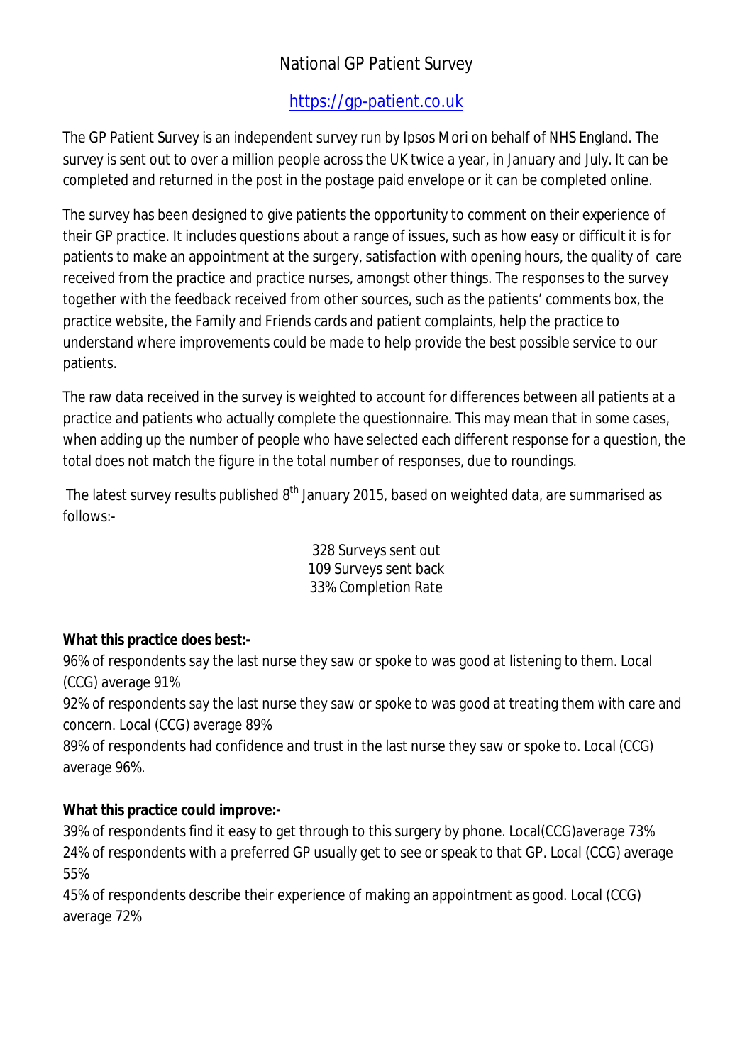# National GP Patient Survey

https://gp-patient.co.uk

The GP Patient Survey is an independent survey run by Ipsos Mori on behalf of NHS England. The survey is sent out to over a million people across the UK twice a year, in January and July. It can be completed and returned in the post in the postage paid envelope or it can be completed online.

The survey has been designed to give patients the opportunity to comment on their experience of their GP practice. It includes questions about a range of issues, such as how easy or difficult it is for patients to make an appointment at the surgery, satisfaction with opening hours, the quality of care received from the practice and practice nurses, amongst other things. The responses to the survey together with the feedback received from other sources, such as the patients' comments box, the practice website, the Family and Friends cards and patient complaints, help the practice to understand where improvements could be made to help provide the best possible service to our patients.

The raw data received in the survey is weighted to account for differences between all patients at a practice and patients who actually complete the questionnaire. This may mean that in some cases, when adding up the number of people who have selected each different response for a question, the total does not match the figure in the total number of responses, due to roundings.

The latest survey results published 8th January 2015, based on weighted data, are summarised as follows:-

328 Surveys sent out
109 Surveys sent back
33% Completion Rate

**What this practice does best:-**

96% of respondents say the last nurse they saw or spoke to was good at listening to them. Local (CCG) average 91%
92% of respondents say the last nurse they saw or spoke to was good at treating them with care and concern. Local (CCG) average 89%
89% of respondents had confidence and trust in the last nurse they saw or spoke to. Local (CCG) average 96%.

**What this practice could improve:-**

39% of respondents find it easy to get through to this surgery by phone. Local(CCG)average 73%
24% of respondents with a preferred GP usually get to see or speak to that GP. Local (CCG) average 55%
45% of respondents describe their experience of making an appointment as good. Local (CCG) average 72%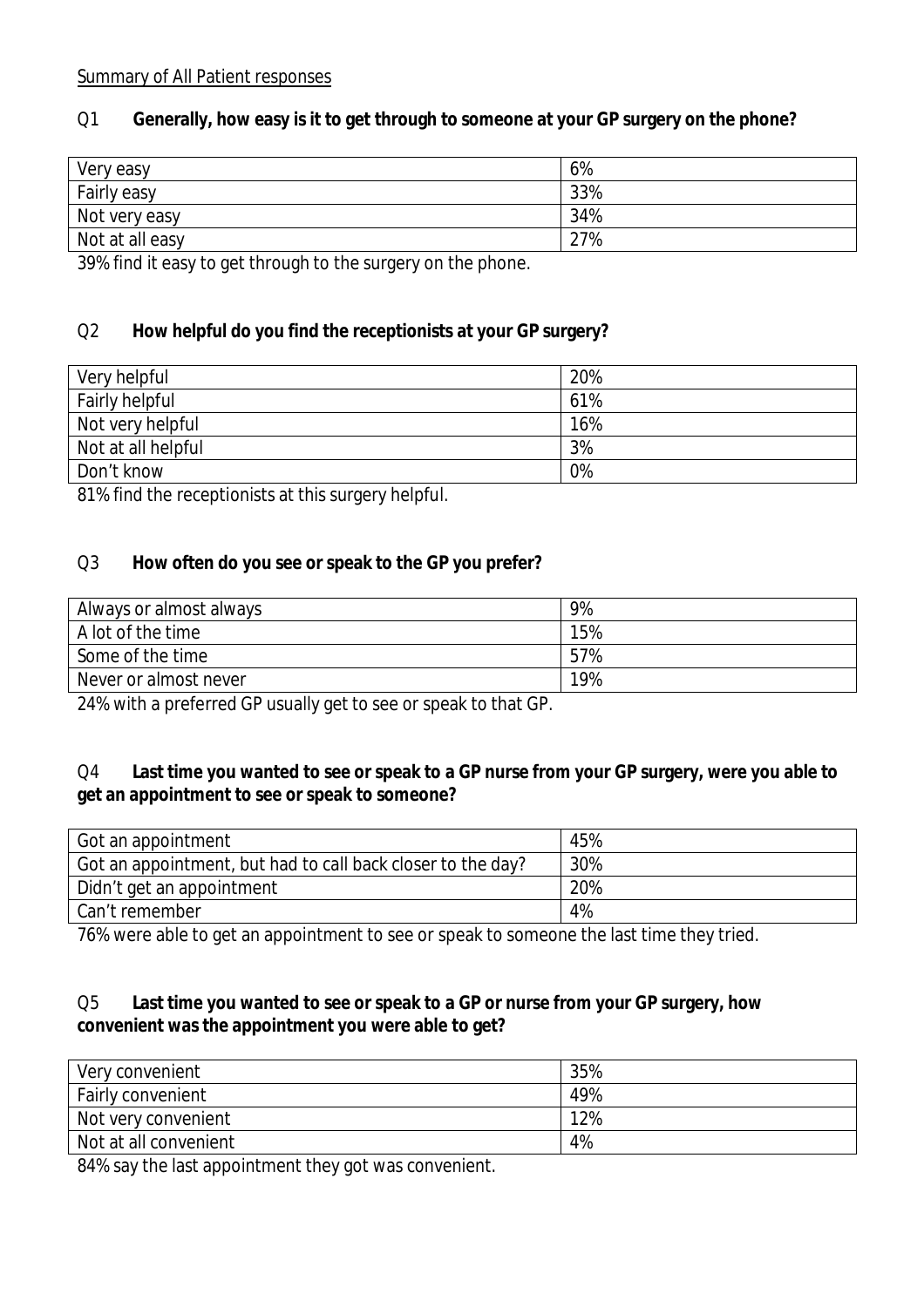Summary of All Patient responses

**Q1 Generally, how easy is it to get through to someone at your GP surgery on the phone?**

| | |
|---|---|
| Very easy | 6% |
| Fairly easy | 33% |
| Not very easy | 34% |
| Not at all easy | 27% |

39% find it easy to get through to the surgery on the phone.

**Q2 How helpful do you find the receptionists at your GP surgery?**

| | |
|---|---|
| Very helpful | 20% |
| Fairly helpful | 61% |
| Not very helpful | 16% |
| Not at all helpful | 3% |
| Don't know | 0% |

81% find the receptionists at this surgery helpful.

**Q3 How often do you see or speak to the GP you prefer?**

| | |
|---|---|
| Always or almost always | 9% |
| A lot of the time | 15% |
| Some of the time | 57% |
| Never or almost never | 19% |

24% with a preferred GP usually get to see or speak to that GP.

**Q4 Last time you wanted to see or speak to a GP nurse from your GP surgery, were you able to get an appointment to see or speak to someone?**

| | |
|---|---|
| Got an appointment | 45% |
| Got an appointment, but had to call back closer to the day? | 30% |
| Didn't get an appointment | 20% |
| Can't remember | 4% |

76% were able to get an appointment to see or speak to someone the last time they tried.

**Q5 Last time you wanted to see or speak to a GP or nurse from your GP surgery, how convenient was the appointment you were able to get?**

| | |
|---|---|
| Very convenient | 35% |
| Fairly convenient | 49% |
| Not very convenient | 12% |
| Not at all convenient | 4% |

84% say the last appointment they got was convenient.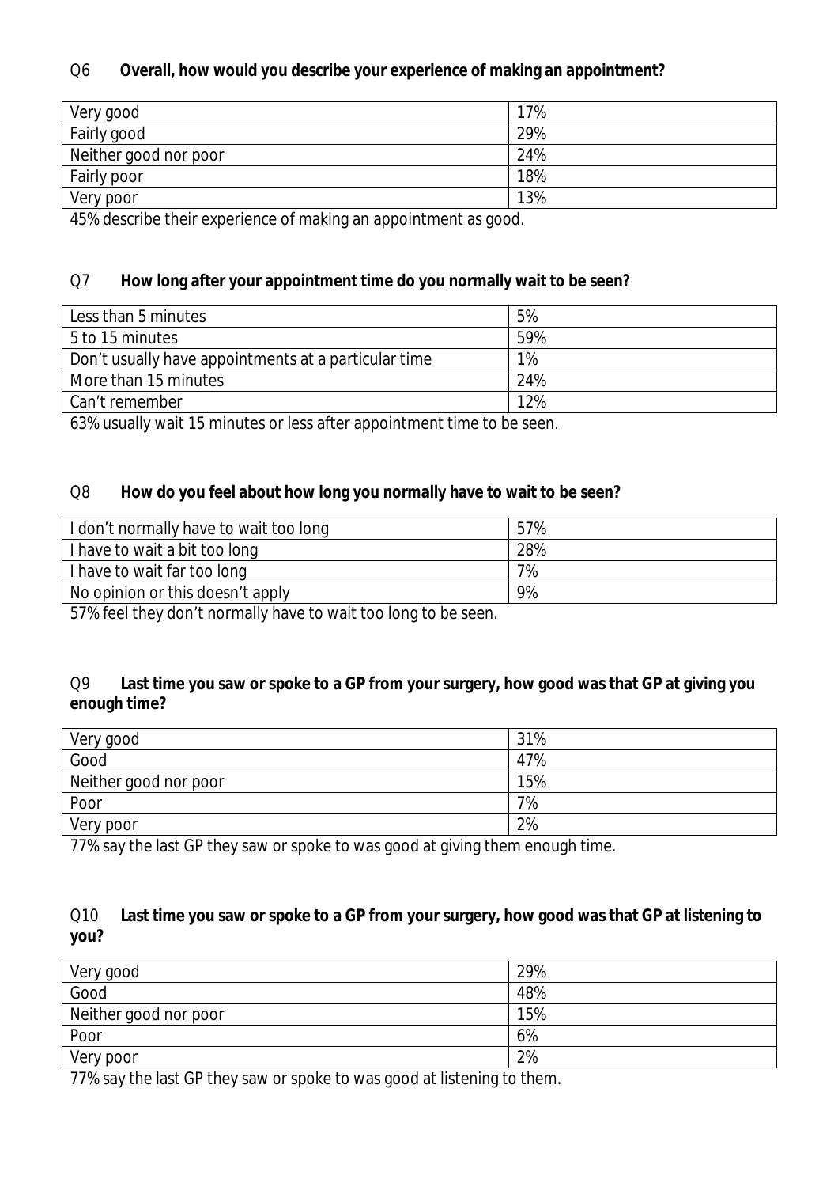Q6 **Overall, how would you describe your experience of making an appointment?**

| Very good | 17% |
|---|---|
| Fairly good | 29% |
| Neither good nor poor | 24% |
| Fairly poor | 18% |
| Very poor | 13% |

45% describe their experience of making an appointment as good.

Q7 **How long after your appointment time do you normally wait to be seen?**

| Less than 5 minutes | 5% |
|---|---|
| 5 to 15 minutes | 59% |
| Don't usually have appointments at a particular time | 1% |
| More than 15 minutes | 24% |
| Can't remember | 12% |

63% usually wait 15 minutes or less after appointment time to be seen.

Q8 **How do you feel about how long you normally have to wait to be seen?**

| I don't normally have to wait too long | 57% |
|---|---|
| I have to wait a bit too long | 28% |
| I have to wait far too long | 7% |
| No opinion or this doesn't apply | 9% |

57% feel they don't normally have to wait too long to be seen.

Q9 **Last time you saw or spoke to a GP from your surgery, how good was that GP at giving you enough time?**

| Very good | 31% |
|---|---|
| Good | 47% |
| Neither good nor poor | 15% |
| Poor | 7% |
| Very poor | 2% |

77% say the last GP they saw or spoke to was good at giving them enough time.

Q10 **Last time you saw or spoke to a GP from your surgery, how good was that GP at listening to you?**

| Very good | 29% |
|---|---|
| Good | 48% |
| Neither good nor poor | 15% |
| Poor | 6% |
| Very poor | 2% |

77% say the last GP they saw or spoke to was good at listening to them.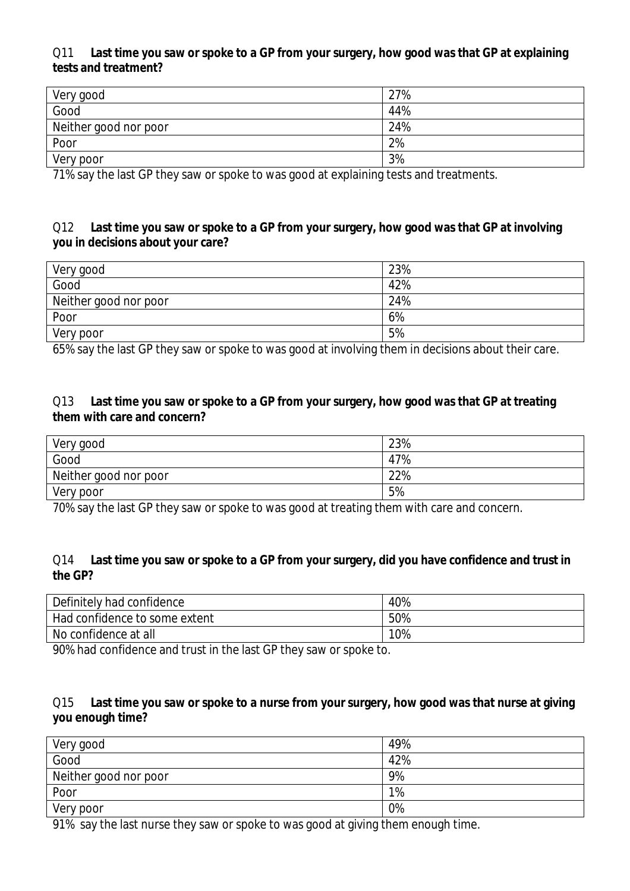Q11 **Last time you saw or spoke to a GP from your surgery, how good was that GP at explaining tests and treatment?**

| | |
|---|---|
| Very good | 27% |
| Good | 44% |
| Neither good nor poor | 24% |
| Poor | 2% |
| Very poor | 3% |

71% say the last GP they saw or spoke to was good at explaining tests and treatments.

Q12 **Last time you saw or spoke to a GP from your surgery, how good was that GP at involving you in decisions about your care?**

| | |
|---|---|
| Very good | 23% |
| Good | 42% |
| Neither good nor poor | 24% |
| Poor | 6% |
| Very poor | 5% |

65% say the last GP they saw or spoke to was good at involving them in decisions about their care.

Q13 **Last time you saw or spoke to a GP from your surgery, how good was that GP at treating them with care and concern?**

| | |
|---|---|
| Very good | 23% |
| Good | 47% |
| Neither good nor poor | 22% |
| Very poor | 5% |

70% say the last GP they saw or spoke to was good at treating them with care and concern.

Q14 **Last time you saw or spoke to a GP from your surgery, did you have confidence and trust in the GP?**

| | |
|---|---|
| Definitely had confidence | 40% |
| Had confidence to some extent | 50% |
| No confidence at all | 10% |

90% had confidence and trust in the last GP they saw or spoke to.

Q15 **Last time you saw or spoke to a nurse from your surgery, how good was that nurse at giving you enough time?**

| | |
|---|---|
| Very good | 49% |
| Good | 42% |
| Neither good nor poor | 9% |
| Poor | 1% |
| Very poor | 0% |

91% say the last nurse they saw or spoke to was good at giving them enough time.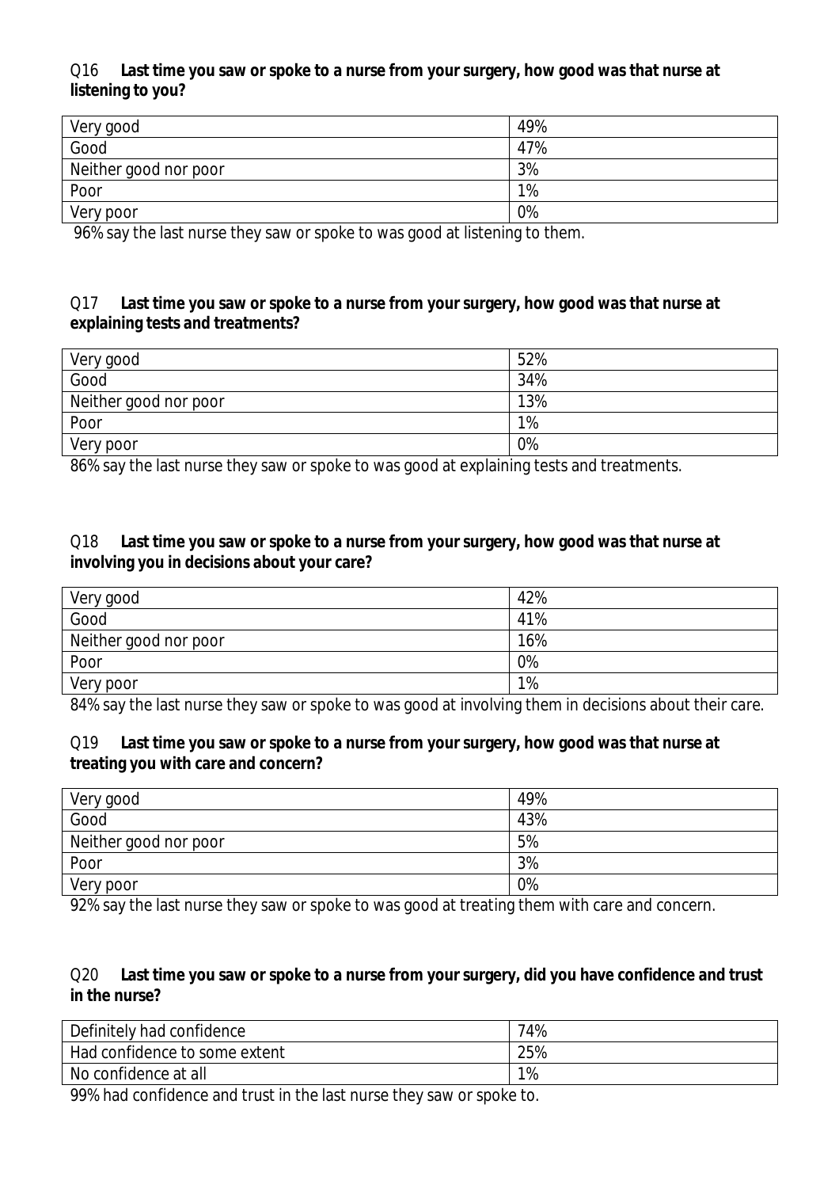Q16 **Last time you saw or spoke to a nurse from your surgery, how good was that nurse at listening to you?**

| | |
|---|---|
| Very good | 49% |
| Good | 47% |
| Neither good nor poor | 3% |
| Poor | 1% |
| Very poor | 0% |

96% say the last nurse they saw or spoke to was good at listening to them.

Q17 **Last time you saw or spoke to a nurse from your surgery, how good was that nurse at explaining tests and treatments?**

| | |
|---|---|
| Very good | 52% |
| Good | 34% |
| Neither good nor poor | 13% |
| Poor | 1% |
| Very poor | 0% |

86% say the last nurse they saw or spoke to was good at explaining tests and treatments.

Q18 **Last time you saw or spoke to a nurse from your surgery, how good was that nurse at involving you in decisions about your care?**

| | |
|---|---|
| Very good | 42% |
| Good | 41% |
| Neither good nor poor | 16% |
| Poor | 0% |
| Very poor | 1% |

84% say the last nurse they saw or spoke to was good at involving them in decisions about their care.

Q19 **Last time you saw or spoke to a nurse from your surgery, how good was that nurse at treating you with care and concern?**

| | |
|---|---|
| Very good | 49% |
| Good | 43% |
| Neither good nor poor | 5% |
| Poor | 3% |
| Very poor | 0% |

92% say the last nurse they saw or spoke to was good at treating them with care and concern.

Q20 **Last time you saw or spoke to a nurse from your surgery, did you have confidence and trust in the nurse?**

| | |
|---|---|
| Definitely had confidence | 74% |
| Had confidence to some extent | 25% |
| No confidence at all | 1% |

99% had confidence and trust in the last nurse they saw or spoke to.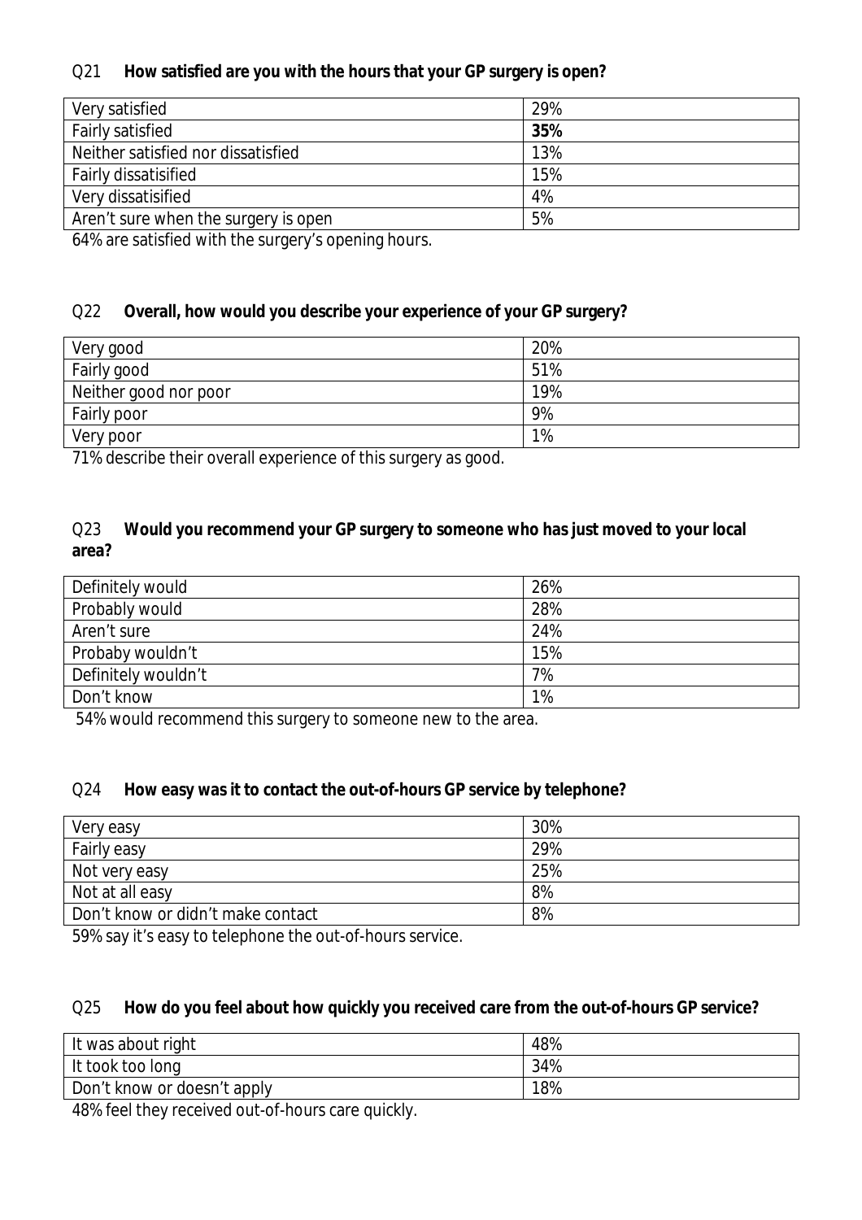Q21 **How satisfied are you with the hours that your GP surgery is open?**

| Very satisfied | 29% |
| --- | --- |
| Fairly satisfied | **35%** |
| Neither satisfied nor dissatisfied | 13% |
| Fairly dissatisified | 15% |
| Very dissatisified | 4% |
| Aren't sure when the surgery is open | 5% |

64% are satisfied with the surgery's opening hours.

Q22 **Overall, how would you describe your experience of your GP surgery?**

| Very good | 20% |
| --- | --- |
| Fairly good | 51% |
| Neither good nor poor | 19% |
| Fairly poor | 9% |
| Very poor | 1% |

71% describe their overall experience of this surgery as good.

Q23 **Would you recommend your GP surgery to someone who has just moved to your local area?**

| Definitely would | 26% |
| --- | --- |
| Probably would | 28% |
| Aren't sure | 24% |
| Probaby wouldn't | 15% |
| Definitely wouldn't | 7% |
| Don't know | 1% |

54% would recommend this surgery to someone new to the area.

Q24 **How easy was it to contact the out-of-hours GP service by telephone?**

| Very easy | 30% |
| --- | --- |
| Fairly easy | 29% |
| Not very easy | 25% |
| Not at all easy | 8% |
| Don't know or didn't make contact | 8% |

59% say it's easy to telephone the out-of-hours service.

Q25 **How do you feel about how quickly you received care from the out-of-hours GP service?**

| It was about right | 48% |
| --- | --- |
| It took too long | 34% |
| Don't know or doesn't apply | 18% |

48% feel they received out-of-hours care quickly.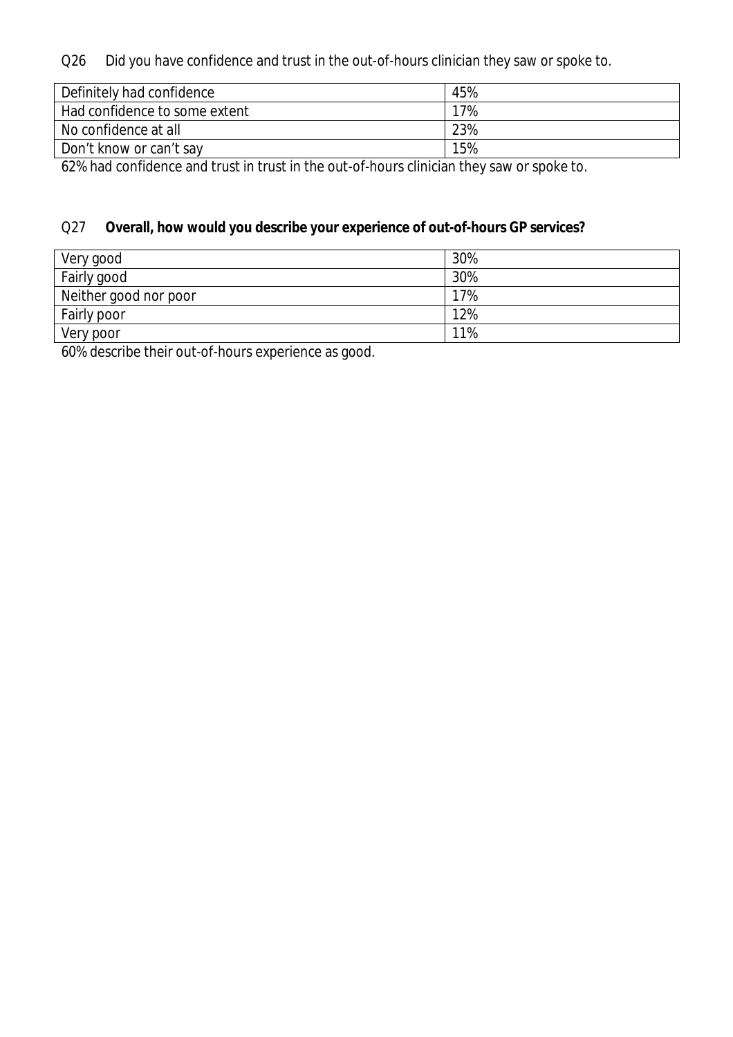Q26 Did you have confidence and trust in the out-of-hours clinician they saw or spoke to.

| | |
|---|---|
| Definitely had confidence | 45% |
| Had confidence to some extent | 17% |
| No confidence at all | 23% |
| Don't know or can't say | 15% |

62% had confidence and trust in trust in the out-of-hours clinician they saw or spoke to.

Q27 **Overall, how would you describe your experience of out-of-hours GP services?**

| | |
|---|---|
| Very good | 30% |
| Fairly good | 30% |
| Neither good nor poor | 17% |
| Fairly poor | 12% |
| Very poor | 11% |

60% describe their out-of-hours experience as good.